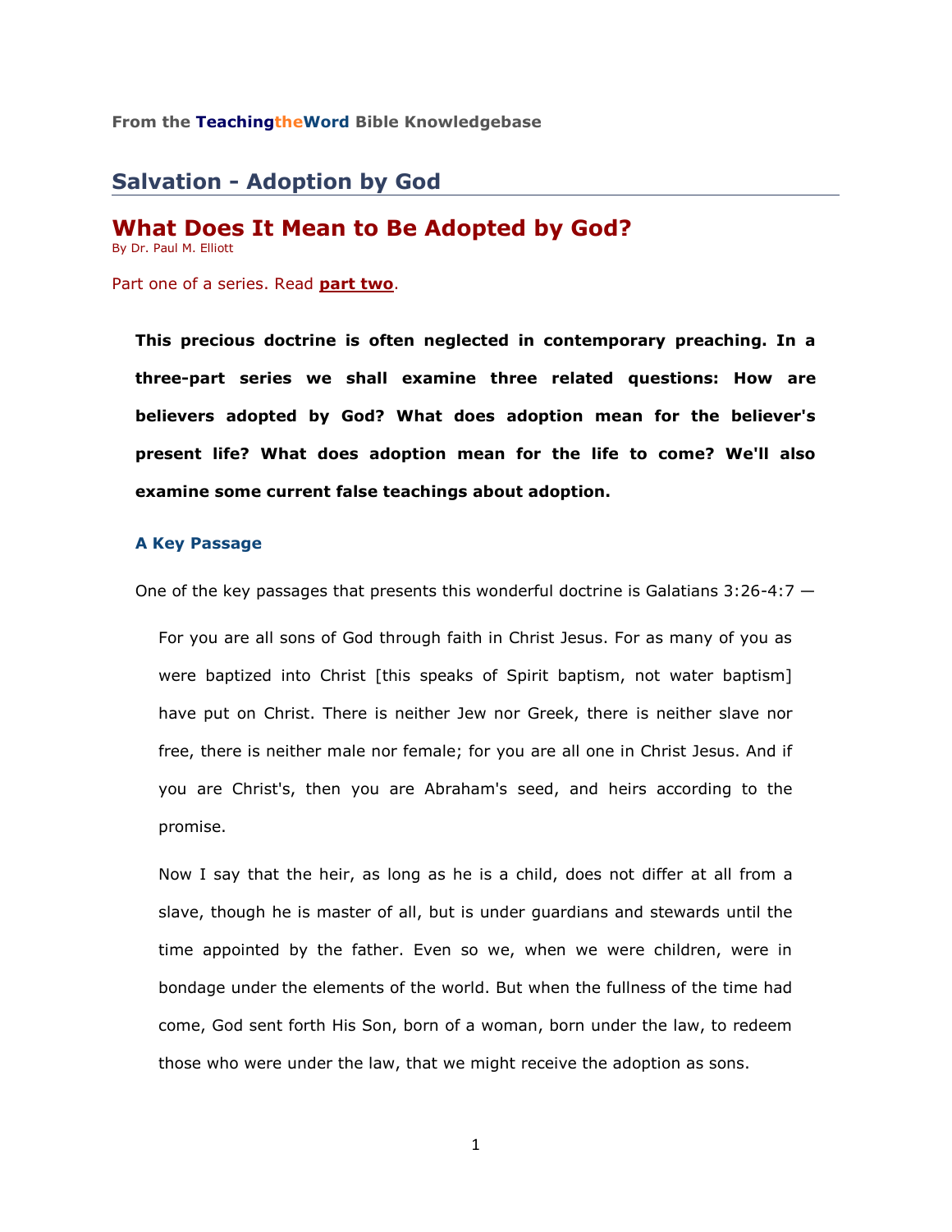From the **TeachingtheWord** Bible Knowledgebase

## Salvation - Adoption by God

# What Does It Mean to Be Adopted by God?

By Dr. Paul M. Elliott

Part one of a series. Read **part two**.

> **This precious doctrine is often neglected in contemporary preaching. In a three-part series we shall examine three related questions: How are believers adopted by God? What does adoption mean for the believer's present life? What does adoption mean for the life to come? We'll also examine some current false teachings about adoption.**

### A Key Passage

One of the key passages that presents this wonderful doctrine is Galatians 3:26-4:7 —

> For you are all sons of God through faith in Christ Jesus. For as many of you as were baptized into Christ [this speaks of Spirit baptism, not water baptism] have put on Christ. There is neither Jew nor Greek, there is neither slave nor free, there is neither male nor female; for you are all one in Christ Jesus. And if you are Christ's, then you are Abraham's seed, and heirs according to the promise.
>
> Now I say that the heir, as long as he is a child, does not differ at all from a slave, though he is master of all, but is under guardians and stewards until the time appointed by the father. Even so we, when we were children, were in bondage under the elements of the world. But when the fullness of the time had come, God sent forth His Son, born of a woman, born under the law, to redeem those who were under the law, that we might receive the adoption as sons.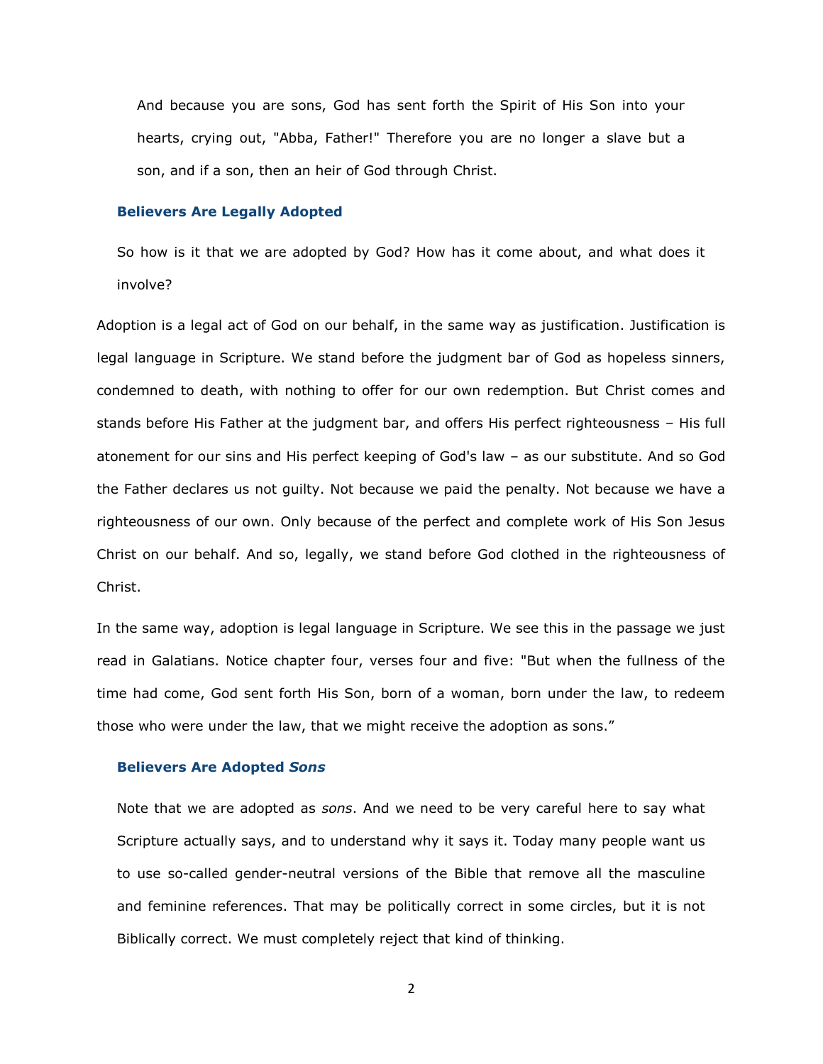> And because you are sons, God has sent forth the Spirit of His Son into your hearts, crying out, "Abba, Father!" Therefore you are no longer a slave but a son, and if a son, then an heir of God through Christ.

### Believers Are Legally Adopted

So how is it that we are adopted by God? How has it come about, and what does it involve?

Adoption is a legal act of God on our behalf, in the same way as justification. Justification is legal language in Scripture. We stand before the judgment bar of God as hopeless sinners, condemned to death, with nothing to offer for our own redemption. But Christ comes and stands before His Father at the judgment bar, and offers His perfect righteousness – His full atonement for our sins and His perfect keeping of God's law – as our substitute. And so God the Father declares us not guilty. Not because we paid the penalty. Not because we have a righteousness of our own. Only because of the perfect and complete work of His Son Jesus Christ on our behalf. And so, legally, we stand before God clothed in the righteousness of Christ.

In the same way, adoption is legal language in Scripture. We see this in the passage we just read in Galatians. Notice chapter four, verses four and five: "But when the fullness of the time had come, God sent forth His Son, born of a woman, born under the law, to redeem those who were under the law, that we might receive the adoption as sons."

### Believers Are Adopted *Sons*

Note that we are adopted as *sons*. And we need to be very careful here to say what Scripture actually says, and to understand why it says it. Today many people want us to use so-called gender-neutral versions of the Bible that remove all the masculine and feminine references. That may be politically correct in some circles, but it is not Biblically correct. We must completely reject that kind of thinking.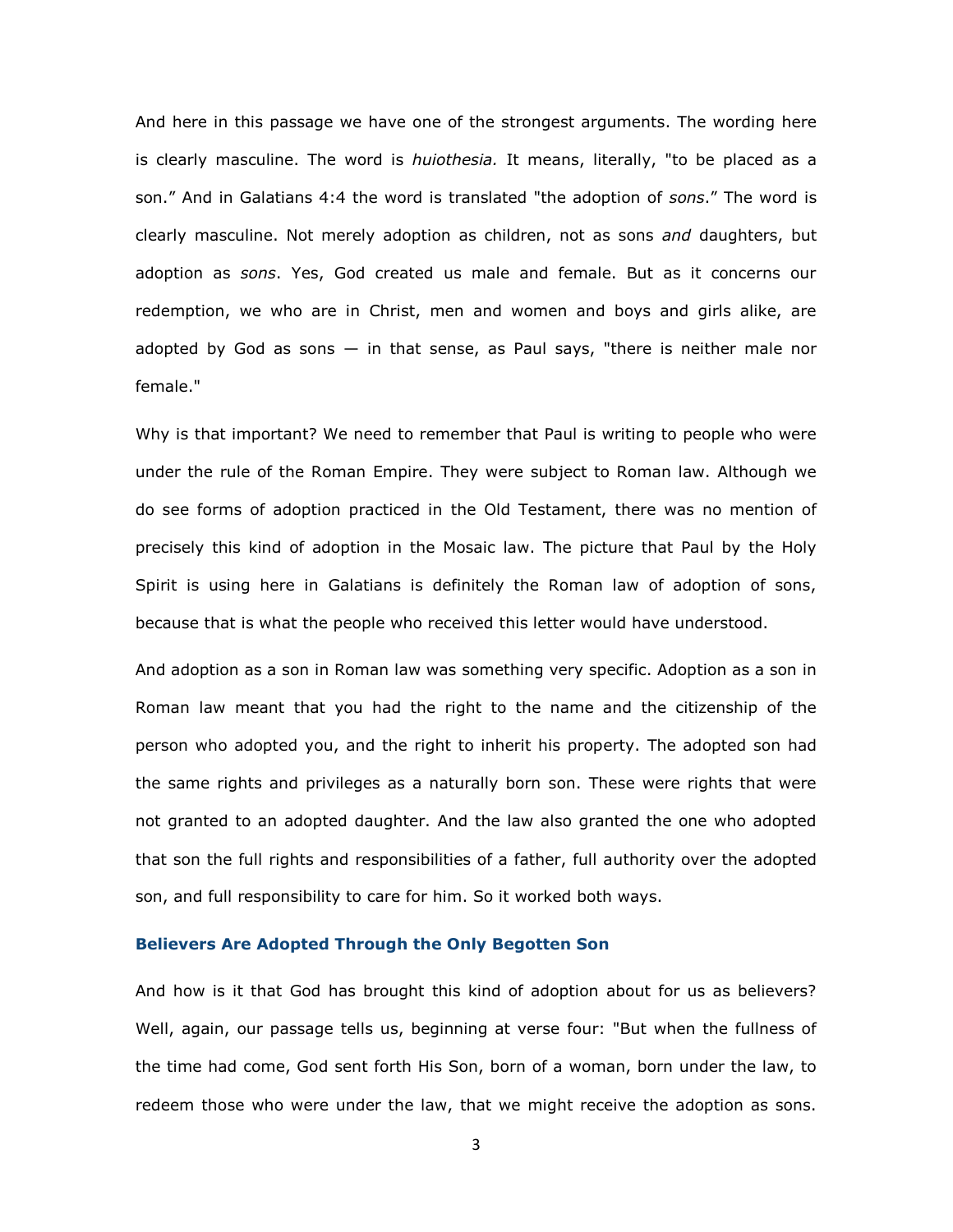And here in this passage we have one of the strongest arguments. The wording here is clearly masculine. The word is *huiothesia.* It means, literally, "to be placed as a son." And in Galatians 4:4 the word is translated "the adoption of *sons*." The word is clearly masculine. Not merely adoption as children, not as sons *and* daughters, but adoption as *sons*. Yes, God created us male and female. But as it concerns our redemption, we who are in Christ, men and women and boys and girls alike, are adopted by God as sons — in that sense, as Paul says, "there is neither male nor female."

Why is that important? We need to remember that Paul is writing to people who were under the rule of the Roman Empire. They were subject to Roman law. Although we do see forms of adoption practiced in the Old Testament, there was no mention of precisely this kind of adoption in the Mosaic law. The picture that Paul by the Holy Spirit is using here in Galatians is definitely the Roman law of adoption of sons, because that is what the people who received this letter would have understood.

And adoption as a son in Roman law was something very specific. Adoption as a son in Roman law meant that you had the right to the name and the citizenship of the person who adopted you, and the right to inherit his property. The adopted son had the same rights and privileges as a naturally born son. These were rights that were not granted to an adopted daughter. And the law also granted the one who adopted that son the full rights and responsibilities of a father, full authority over the adopted son, and full responsibility to care for him. So it worked both ways.

### Believers Are Adopted Through the Only Begotten Son

And how is it that God has brought this kind of adoption about for us as believers? Well, again, our passage tells us, beginning at verse four: "But when the fullness of the time had come, God sent forth His Son, born of a woman, born under the law, to redeem those who were under the law, that we might receive the adoption as sons.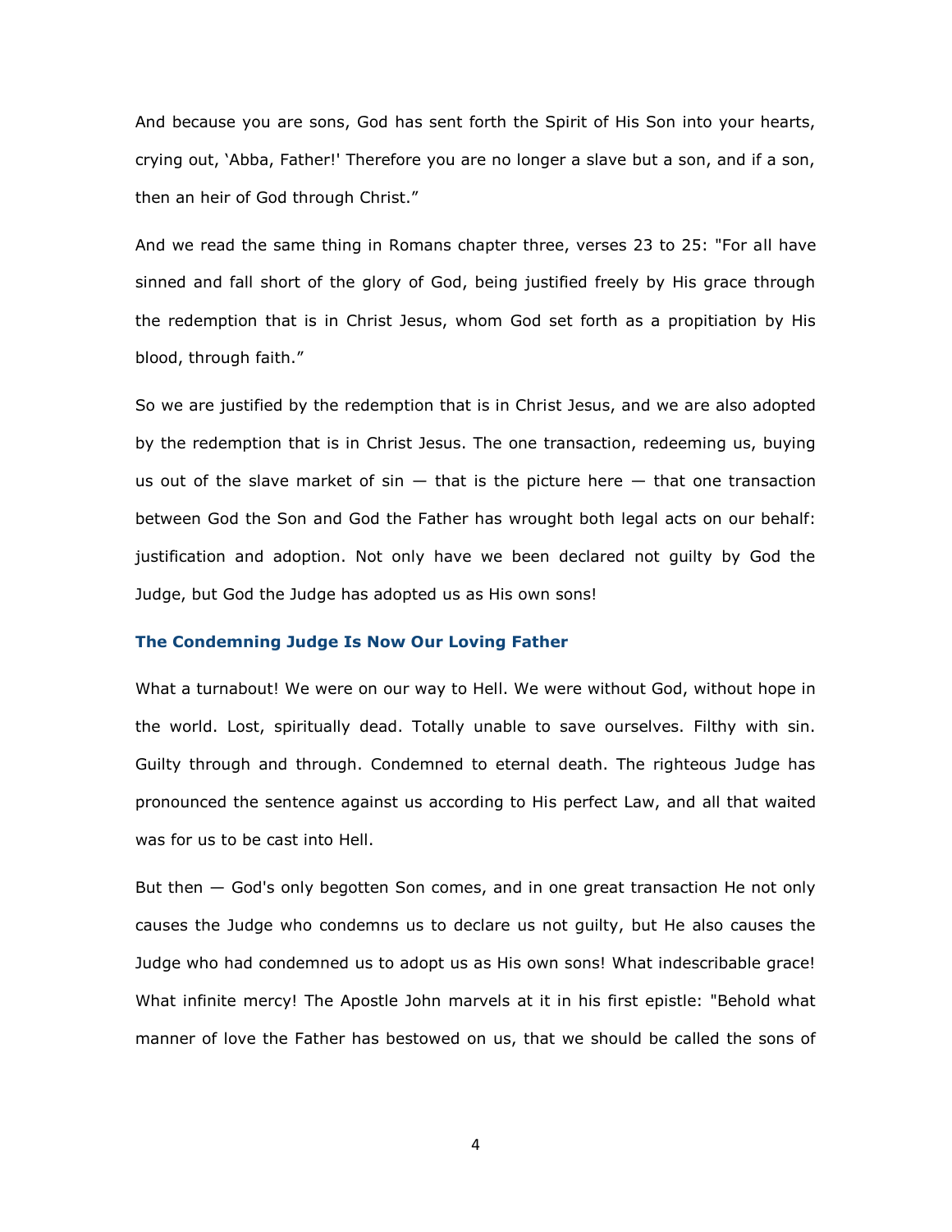And because you are sons, God has sent forth the Spirit of His Son into your hearts, crying out, 'Abba, Father!' Therefore you are no longer a slave but a son, and if a son, then an heir of God through Christ."

And we read the same thing in Romans chapter three, verses 23 to 25: "For all have sinned and fall short of the glory of God, being justified freely by His grace through the redemption that is in Christ Jesus, whom God set forth as a propitiation by His blood, through faith."

So we are justified by the redemption that is in Christ Jesus, and we are also adopted by the redemption that is in Christ Jesus. The one transaction, redeeming us, buying us out of the slave market of sin — that is the picture here — that one transaction between God the Son and God the Father has wrought both legal acts on our behalf: justification and adoption. Not only have we been declared not guilty by God the Judge, but God the Judge has adopted us as His own sons!

### The Condemning Judge Is Now Our Loving Father

What a turnabout! We were on our way to Hell. We were without God, without hope in the world. Lost, spiritually dead. Totally unable to save ourselves. Filthy with sin. Guilty through and through. Condemned to eternal death. The righteous Judge has pronounced the sentence against us according to His perfect Law, and all that waited was for us to be cast into Hell.

But then — God's only begotten Son comes, and in one great transaction He not only causes the Judge who condemns us to declare us not guilty, but He also causes the Judge who had condemned us to adopt us as His own sons! What indescribable grace! What infinite mercy! The Apostle John marvels at it in his first epistle: "Behold what manner of love the Father has bestowed on us, that we should be called the sons of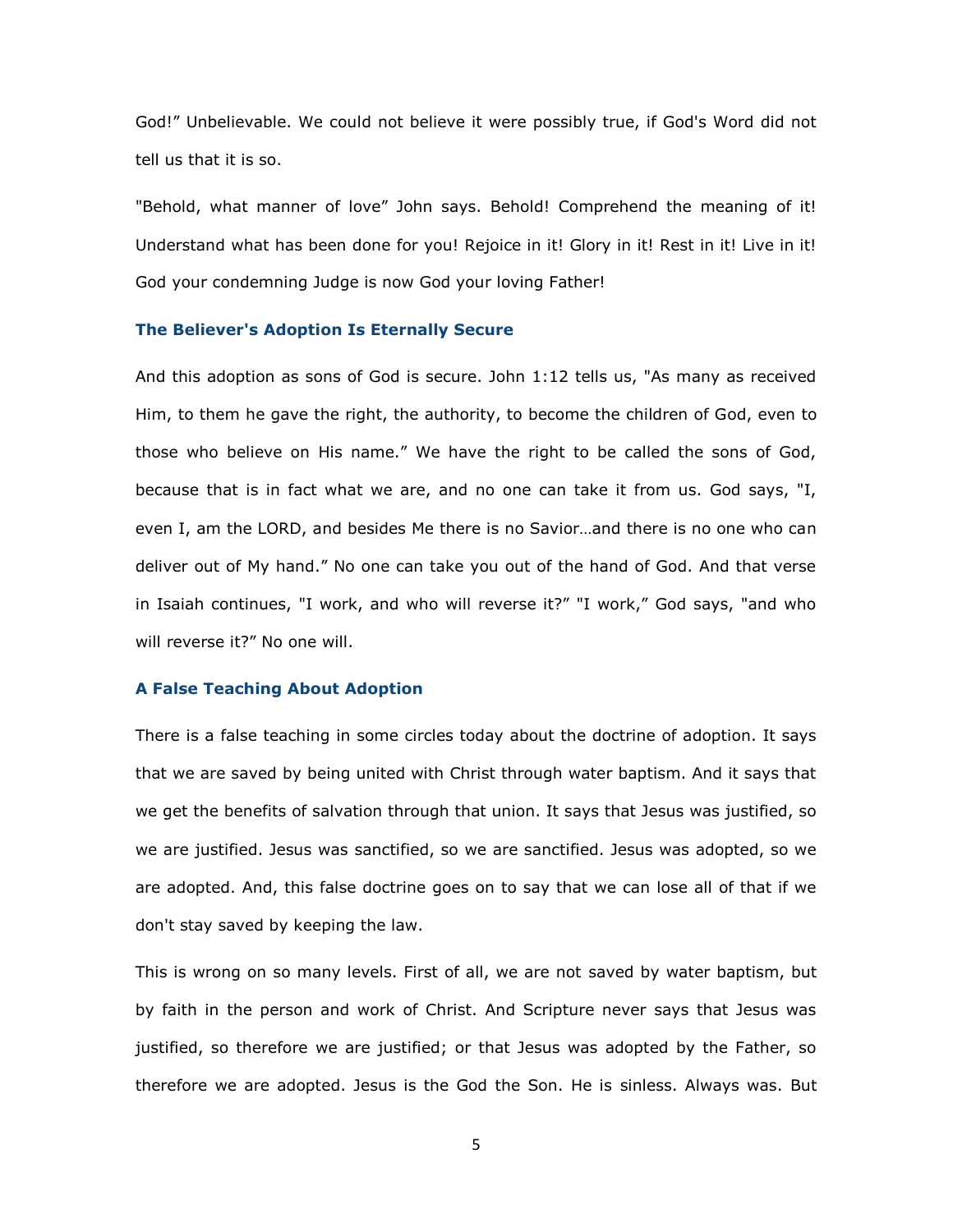God!" Unbelievable. We could not believe it were possibly true, if God's Word did not tell us that it is so.

"Behold, what manner of love" John says. Behold! Comprehend the meaning of it! Understand what has been done for you! Rejoice in it! Glory in it! Rest in it! Live in it! God your condemning Judge is now God your loving Father!

### The Believer's Adoption Is Eternally Secure

And this adoption as sons of God is secure. John 1:12 tells us, "As many as received Him, to them he gave the right, the authority, to become the children of God, even to those who believe on His name." We have the right to be called the sons of God, because that is in fact what we are, and no one can take it from us. God says, "I, even I, am the LORD, and besides Me there is no Savior…and there is no one who can deliver out of My hand." No one can take you out of the hand of God. And that verse in Isaiah continues, "I work, and who will reverse it?" "I work," God says, "and who will reverse it?" No one will.

### A False Teaching About Adoption

There is a false teaching in some circles today about the doctrine of adoption. It says that we are saved by being united with Christ through water baptism. And it says that we get the benefits of salvation through that union. It says that Jesus was justified, so we are justified. Jesus was sanctified, so we are sanctified. Jesus was adopted, so we are adopted. And, this false doctrine goes on to say that we can lose all of that if we don't stay saved by keeping the law.

This is wrong on so many levels. First of all, we are not saved by water baptism, but by faith in the person and work of Christ. And Scripture never says that Jesus was justified, so therefore we are justified; or that Jesus was adopted by the Father, so therefore we are adopted. Jesus is the God the Son. He is sinless. Always was. But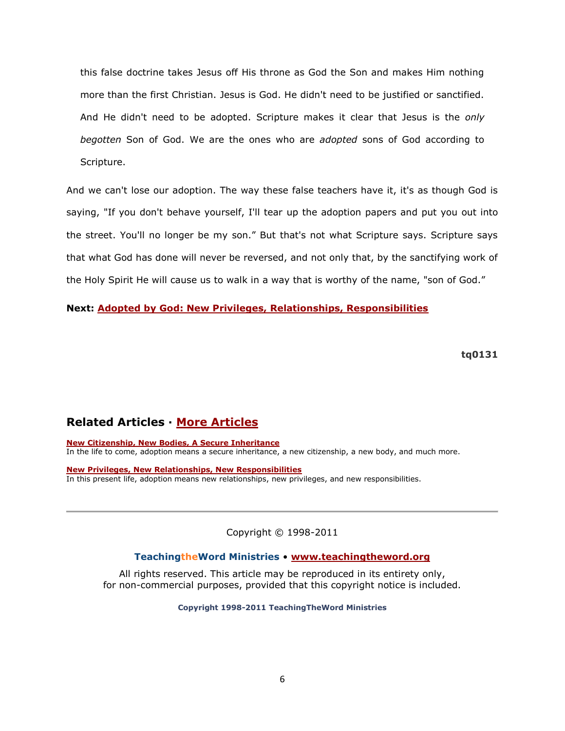> this false doctrine takes Jesus off His throne as God the Son and makes Him nothing more than the first Christian. Jesus is God. He didn't need to be justified or sanctified. And He didn't need to be adopted. Scripture makes it clear that Jesus is the *only begotten* Son of God. We are the ones who are *adopted* sons of God according to Scripture.

And we can't lose our adoption. The way these false teachers have it, it's as though God is saying, "If you don't behave yourself, I'll tear up the adoption papers and put you out into the street. You'll no longer be my son." But that's not what Scripture says. Scripture says that what God has done will never be reversed, and not only that, by the sanctifying work of the Holy Spirit He will cause us to walk in a way that is worthy of the name, "son of God."

**Next: Adopted by God: New Privileges, Relationships, Responsibilities**

**tq0131**

## Related Articles · More Articles

**New Citizenship, New Bodies, A Secure Inheritance**
In the life to come, adoption means a secure inheritance, a new citizenship, a new body, and much more.

**New Privileges, New Relationships, New Responsibilities**
In this present life, adoption means new relationships, new privileges, and new responsibilities.

---

Copyright © 1998-2011

**TeachingtheWord Ministries • www.teachingtheword.org**

All rights reserved. This article may be reproduced in its entirety only,
for non-commercial purposes, provided that this copyright notice is included.

**Copyright 1998-2011 TeachingTheWord Ministries**